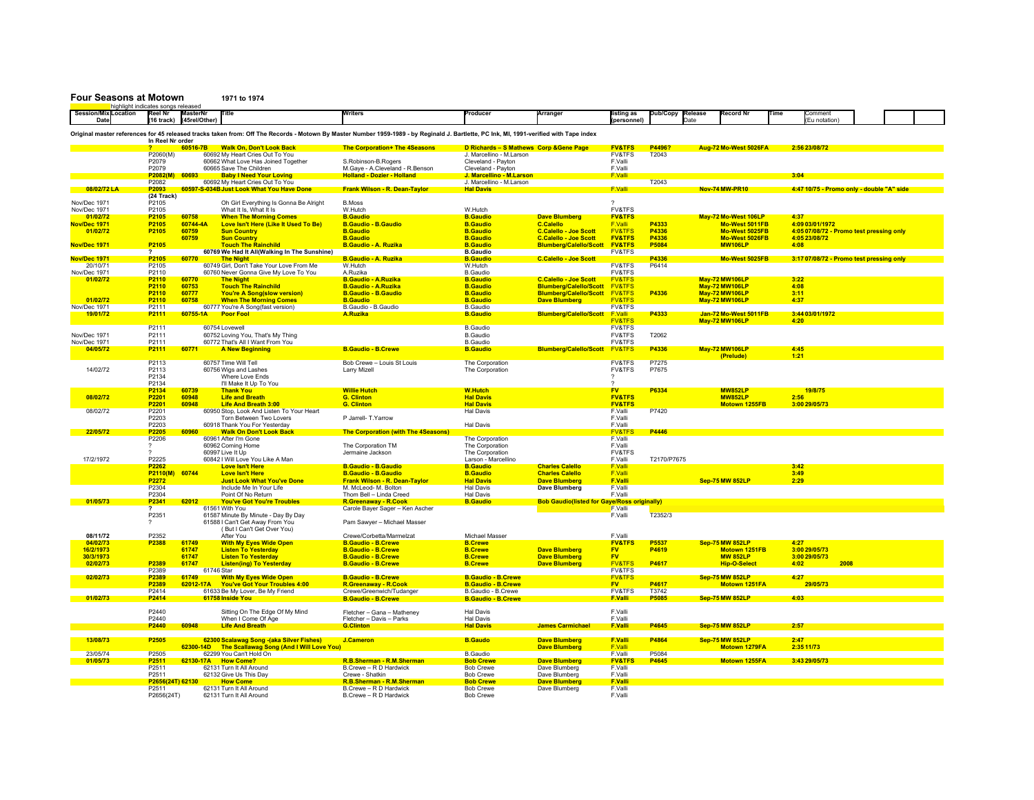# Four Seasons at Motown 1971 to 1974

highlight indicates songs released

| Session/Mix Date | Location | Reel Nr (16 track) | MasterNr (45rel/Other) | Title | Writers | Producer | Arranger | listing as (personnel) | Dub/Copy | Release Date | Record Nr | Time | Comment (Eu notation) |
|---|---|---|---|---|---|---|---|---|---|---|---|---|---|

Original master references for 45 released tracks taken from: Off The Records - Motown By Master Number 1959-1989 - by Reginald J. Bartlette, PC Ink, MI, 1991-verified with Tape index

In Reel Nr order

| Session/Mix Date | Location | Reel Nr | MasterNr | Title | Writers | Producer | Arranger | listing as | Dub/Copy | Release Date | Record Nr | Time | Comment |
|---|---|---|---|---|---|---|---|---|---|---|---|---|---|
| | | ? | 60516-7B | Walk On, Don't Look Back | The Corporation+ The 4Seasons | D Richards – S Mathews Corp &Gene Page | | FV&TFS | P4496? | Aug-72 | Mo-West 5026FA | 2:56 | 23/08/72 |
| | | P2060(M) | 60692 | My Heart Cries Out To You | | J. Marcellino - M.Larson | | FV&TFS | T2043 | | | | |
| | | P2079 | 60662 | What Love Has Joined Together | S.Robinson-B.Rogers | Cleveland - Payton | | F.Valli | | | | | |
| | | P2079 | 60665 | Save The Children | M.Gaye - A.Cleveland - R.Benson | Cleveland - Payton | | F.Valli | | | | | |
| | | P2082(M) | 60693 | Baby I Need Your Loving | Holland - Dozier - Holland | J. Marcellino - M.Larson | | F.Valli | | | | 3:04 | |
| | | P2082 | 60692 | My Heart Cries Out To You | | J. Marcellino - M.Larson | | | T2043 | | | | |
| 08/02/72 | LA | P2093 | 60597-S-034B | Just Look What You Have Done | Frank Wilson - R. Dean-Taylor | Hal Davis | | F.Valli | | Nov-74 | MW-PR10 | 4:47 | 10/75 - Promo only - double "A" side |
| | | (24 Track) | | | | | | | | | | | |
| Nov/Dec 1971 | | P2105 | | Oh Girl Everything Is Gonna Be Alright | B.Moss | | | ? | | | | | |
| Nov/Dec 1971 | | P2105 | | What It Is, What It Is | W.Hutch | W.Hutch | | FV&TFS | | | | | |
| 01/02/72 | | P2105 | 60758 | When The Morning Comes | B.Gaudio | B.Gaudio | Dave Blumberg | FV&TFS | | May-72 | Mo-West 106LP | 4:37 | |
| Nov/Dec 1971 | | P2105 | 60744-4A | Love Isn't Here (Like It Used To Be) | B.Gaudio - B.Gaudio | B.Gaudio | C.Calello | F.Valli | P4333 | | Mo-West 5011FB | 4:09 | 03/01/1972 |
| 01/02/72 | | P2105 | 60759 | Sun Country | B.Gaudio | B.Gaudio | C.Calello - Joe Scott | FV&TFS | P4336 | | Mo-West 5025FB | 4:05 | 07/08/72 - Promo test pressing only |
| | | | 60759 | Sun Country | B.Gaudio | B.Gaudio | C.Calello - Joe Scott | FV&TFS | P4336 | | Mo-West 5026FB | 4:05 | 23/08/72 |
| Nov/Dec 1971 | | P2105 | | Touch The Rainchild | B.Gaudio - A. Ruzika | B.Gaudio | Blumberg/Calello/Scott | FV&TFS | P5084 | | MW106LP | 4:08 | |
| | | ? | 60769 | We Had It All(Walking In The Sunshine) | | B.Gaudio | | FV&TFS | | | | | |
| Nov/Dec 1971 | | P2105 | 60770 | The Night | B.Gaudio - A. Ruzika | B.Gaudio | C.Calello - Joe Scott | | P4336 | | Mo-West 5025FB | 3:17 | 07/08/72 - Promo test pressing only |
| 20/10/71 | | P2105 | 60749 | Girl, Don't Take Your Love From Me | W.Hutch | W.Hutch | | FV&TFS | P6414 | | | | |
| Nov/Dec 1971 | | P2110 | 60760 | Never Gonna Give My Love To You | A.Ruzika | B.Gaudio | | FV&TFS | | | | | |
| 01/02/72 | | P2110 | 60770 | The Night | B.Gaudio - A.Ruzika | B.Gaudio | C.Calello - Joe Scott | FV&TFS | | May-72 | MW106LP | 3:22 | |
| | | P2110 | 60753 | Touch The Rainchild | B.Gaudio - A.Ruzika | B.Gaudio | Blumberg/Calello/Scott | FV&TFS | | May-72 | MW106LP | 4:08 | |
| | | P2110 | 60777 | You're A Song(slow version) | B.Gaudio - B.Gaudio | B.Gaudio | Blumberg/Calello/Scott | FV&TFS | P4336 | May-72 | MW106LP | 3:11 | |
| 01/02/72 | | P2110 | 60758 | When The Morning Comes | B.Gaudio | B.Gaudio | Dave Blumberg | FV&TFS | | May-72 | MW106LP | 4:37 | |
| Nov/Dec 1971 | | P2111 | 60777 | You're A Song(fast version) | B.Gaudio - B.Gaudio | B.Gaudio | | FV&TFS | | | | | |
| 19/01/72 | | P2111 | 60755-1A | Poor Fool | A.Ruzika | B.Gaudio | Blumberg/Calello/Scott | F.Valli | P4333 | Jan-72 | Mo-West 5011FB | 3:44 | 03/01/1972 |
| | | | | | | | | FV&TFS | | May-72 | MW106LP | 4:20 | |
| | | P2111 | 60754 | Lovewell | | B.Gaudio | | FV&TFS | | | | | |
| Nov/Dec 1971 | | P2111 | 60752 | Loving You, That's My Thing | | B.Gaudio | | FV&TFS | T2062 | | | | |
| Nov/Dec 1971 | | P2111 | 60772 | That's All I Want From You | | B.Gaudio | | FV&TFS | | | | | |
| 04/05/72 | | P2111 | 60771 | A New Beginning | B.Gaudio - B.Crewe | B.Gaudio | Blumberg/Calello/Scott | FV&TFS | P4336 | May-72 | MW106LP | 4:45 | |
| | | | | | | | | | | | (Prelude) | 1:21 | |
| | | P2113 | 60757 | Time Will Tell | Bob Crewe – Louis St Louis | The Corporation | | FV&TFS | P7275 | | | | |
| 14/02/72 | | P2113 | 60756 | Wigs and Lashes | Larry Mizell | The Corporation | | FV&TFS | P7675 | | | | |
| | | P2134 | | Where Love Ends | | | | ? | | | | | |
| | | P2134 | | I'll Make It Up To You | | | | ? | | | | | |
| | | P2134 | 60739 | Thank You | Willie Hutch | W.Hutch | | FV | P6334 | | MW852LP | | 19/8/75 |
| 08/02/72 | | P2201 | 60948 | Life and Breath | G. Clinton | Hal Davis | | FV&TFS | | | MW852LP | 2:56 | |
| | | P2201 | 60948 | Life And Breath 3:00 | G. Clinton | Hal Davis | | FV&TFS | | | Motown 1255FB | 3:00 | 29/05/73 |
| 08/02/72 | | P2201 | 60950 | Stop, Look And Listen To Your Heart | | Hal Davis | | F.Valli | P7420 | | | | |
| | | P2203 | | Torn Between Two Lovers | P Jarrell- T.Yarrow | | | F.Valli | | | | | |
| | | P2203 | 60918 | Thank You For Yesterday | | Hal Davis | | F.Valli | | | | | |
| 22/05/72 | | P2205 | 60960 | Walk On Don't Look Back | The Corporation (with The 4Seasons) | | | FV&TFS | P4446 | | | | |
| | | P2206 | 60961 | After I'm Gone | | The Corporation | | F.Valli | | | | | |
| | | ? | 60962 | Coming Home | The Corporation TM | The Corporation | | F.Valli | | | | | |
| | | ? | 60997 | Live It Up | Jermaine Jackson | The Corporation | | FV&TFS | | | | | |
| 17/2/1972 | | P2225 | 60842 | I Will Love You Like A Man | | Larson - Marcellino | | F.Valli | T2170/P7675 | | | | |
| | | P2262 | | Love Isn't Here | B.Gaudio - B.Gaudio | B.Gaudio | Charles Calello | F.Valli | | | | 3:42 | |
| | | P2110(M) | 60744 | Love Isn't Here | B.Gaudio - B.Gaudio | B.Gaudio | Charles Calello | F.Valli | | | | 3:49 | |
| | | P2272 | | Just Look What You've Done | Frank Wilson - R. Dean-Taylor | Hal Davis | Dave Blumberg | F.Valli | | Sep-75 | MW 852LP | 2:29 | |
| | | P2304 | | Include Me In Your Life | M. McLeod- M. Bolton | Hal Davis | Dave Blumberg | F.Valli | | | | | |
| | | P2304 | | Point Of No Return | Thom Bell – Linda Creed | Hal Davis | | F.Valli | | | | | |
| 01/05/73 | | P2341 | 62012 | You've Got You're Troubles | R.Greenaway - R.Cook | B.Gaudio | Bob Gaudio(listed for Gaye/Ross originally) | | | | | | |
| | | ? | 61561 | With You | Carole Bayer Sager – Ken Ascher | | | F.Valli | | | | | |
| | | P2351 | 61587 | Minute By Minute - Day By Day | | | | F.Valli | T2352/3 | | | | |
| | | ? | 61588 | I Can't Get Away From You ( But I Can't Get Over You) | Pam Sawyer – Michael Masser | | | | | | | | |
| 08/11/72 | | P2352 | | After You | Crewe/Corbetta/Marmelzat | Michael Masser | | F.Valli | | | | | |
| 04/02/73 | | P2388 | 61749 | With My Eyes Wide Open | B.Gaudio - B.Crewe | B.Crewe | | FV&TFS | P5537 | Sep-75 | MW 852LP | 4:27 | |
| 16/2/1973 | | | 61747 | Listen To Yesterday | B.Gaudio - B.Crewe | B.Crewe | Dave Blumberg | FV | P4619 | | Motown 1251FB | 3:00 | 29/05/73 |
| 30/3/1973 | | | 61747 | Listen To Yesterday | B.Gaudio - B.Crewe | B.Crewe | Dave Blumberg | FV | | | MW 852LP | 3:00 | 29/05/73 |
| 02/02/73 | | P2389 | 61747 | Listen(ing) To Yesterday | B.Gaudio - B.Crewe | B.Crewe | Dave Blumberg | FV&TFS | P4617 | | Hip-O-Select | 4:02 | 2008 |
| | | P2389 | 61746 | Star | | | | FV&TFS | | | | | |
| 02/02/73 | | P2389 | 61749 | With My Eyes Wide Open | B.Gaudio - B.Crewe | B.Gaudio - B.Crewe | | FV&TFS | | Sep-75 | MW 852LP | 4:27 | |
| | | P2389 | 62012-17A | You've Got Your Troubles 4:00 | R.Greenaway - R.Cook | B.Gaudio - B.Crewe | | FV | P4617 | | Motown 1251FA | | 29/05/73 |
| | | P2414 | 61633 | Be My Lover, Be My Friend | Crewe/Greenwich/Tudanger | B.Gaudio - B.Crewe | | FV&TFS | T3742 | | | | |
| 01/02/73 | | P2414 | 61758 | Inside You | B.Gaudio - B.Crewe | B.Gaudio - B.Crewe | | F.Valli | P5085 | Sep-75 | MW 852LP | 4:03 | |
| | | P2440 | | Sitting On The Edge Of My Mind | Fletcher – Gana – Matheney | Hal Davis | | F.Valli | | | | | |
| | | P2440 | | When I Come Of Age | Fletcher – Davis – Parks | Hal Davis | | F.Valli | | | | | |
| | | P2440 | 60948 | Life And Breath | G.Clinton | Hal Davis | James Carmichael | F.Valli | P4645 | Sep-75 | MW 852LP | 2:57 | |
| 13/08/73 | | P2505 | 62300 | Scalawag Song -(aka Silver Fishes) | J.Cameron | B.Gaudo | Dave Blumberg | F.Valli | P4864 | Sep-75 | MW 852LP | 2:47 | |
| | | | 62300-14D | The Scallawag Song (And I Will Love You) | | | Dave Blumberg | F.Valli | | | Motown 1279FA | 2:35 | 11/73 |
| 23/05/74 | | P2505 | 62299 | You Can't Hold On | | B.Gaudio | | F.Valli | P5084 | | | | |
| 01/05/73 | | P2511 | 62130-17A | How Come? | R.B.Sherman - R.M.Sherman | Bob Crewe | Dave Blumberg | FV&TFS | P4645 | | Motown 1255FA | 3:43 | 29/05/73 |
| | | P2511 | 62131 | Turn It All Around | B.Crewe – R D Hardwick | Bob Crewe | Dave Blumberg | F.Valli | | | | | |
| | | P2511 | 62132 | Give Us This Day | Crewe - Shatkin | Bob Crewe | Dave Blumberg | F.Valli | | | | | |
| | | P2656(24T) | 62130 | How Come | R.B.Sherman - R.M.Sherman | Bob Crewe | Dave Blumberg | F.Valli | | | | | |
| | | P2511 | 62131 | Turn It All Around | B.Crewe – R D Hardwick | Bob Crewe | Dave Blumberg | F.Valli | | | | | |
| | | P2656(24T) | 62131 | Turn It All Around | B.Crewe – R D Hardwick | Bob Crewe | | F.Valli | | | | | |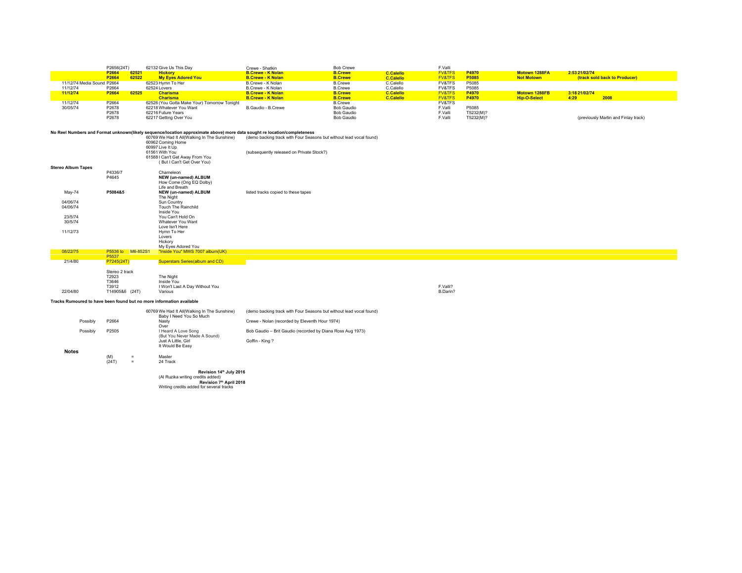| | | | | | | | | | | | |
|---|---|---|---|---|---|---|---|---|---|---|---|
| | P2656(24T) | | 62132 Give Us This Day | Crewe - Shatkin | Bob Crewe | | F.Valli | | | | |
| | **P2664** | **62521** | **Hickory** | **B.Crewe - K Nolan** | **B.Crewe** | **C.Calello** | **FV&TFS** | **P4970** | **Motown 1288FA** | **2:53 21/02/74** | |
| | **P2664** | **62522** | **My Eyes Adored You** | **B.Crewe - K Nolan** | **B.Crewe** | **C.Calello** | **FV&TFS** | **P5085** | **Not Motown** | **(track sold back to Producer)** | |
| 11/12/74 Media Sound | P2664 | | 62523 Hymn To Her | B.Crewe - K Nolan | B.Crewe | C.Calello | FV&TFS | P5085 | | | |
| 11/12/74 | P2664 | | 62524 Lovers | B.Crewe - K Nolan | B.Crewe | C.Calello | FV&TFS | P5085 | | | |
| **11/12/74** | **P2664** | **62525** | **Charisma** | **B.Crewe - K Nolan** | **B.Crewe** | **C.Calello** | **FV&TFS** | **P4970** | **Motown 1288FB** | **3:18 21/02/74** | |
| | | | **Charisma** | **B.Crewe - K Nolan** | **B.Crewe** | **C.Calello** | **FV&TFS** | **P4970** | **Hip-O-Select** | **4:29** | **2008** |
| 11/12/74 | P2664 | | 62526 (You Gotta Make Your) Tomorrow Tonight | | B.Crewe | | FV&TFS | | | | |
| 30/05/74 | P2678 | | 62218 Whatever You Want | B.Gaudio - B.Crewe | Bob Gaudio | | F.Valli | P5085 | | | |
| | P2678 | | 62216 Future Years | | Bob Gaudio | | F.Valli | T5232(M)? | | | |
| | P2678 | | 62217 Getting Over You | | Bob Gaudio | | F.Valli | T5232(M)? | | (previously Martin and Finlay track) | |

**No Reel Numbers and Format unknown(likely sequence/location approximate above) more data sought re location/completeness**

| | | |
|---|---|---|
| 60769 We Had It All(Walking In The Sunshine) | (demo backing track with Four Seasons but without lead vocal found) |
| 60962 Coming Home | |
| 60997 Live It Up | |
| 61561 With You | (subsequently released on Private Stock?) |
| 61588 I Can't Get Away From You ( But I Can't Get Over You) | |

**Stereo Album Tapes**

| | | | | | |
|---|---|---|---|---|---|
| | P4336/7 | | Chameleon | | |
| | P4645 | | **NEW (un-named) ALBUM** | | |
| | | | How Come (Orig EQ Dolby) | | |
| | | | Life and Breath | | |
| May-74 | **P5084&5** | | **NEW (un-named) ALBUM** | listed tracks copied to these tapes | |
| | | | The Night | | |
| 04/06/74 | | | Sun Country | | |
| 04/06/74 | | | Touch The Rainchild | | |
| | | | Inside You | | |
| 23/5/74 | | | You Can't Hold On | | |
| 30/5/74 | | | Whatever You Want | | |
| | | | Love Isn't Here | | |
| 11/12/73 | | | Hymn To Her | | |
| | | | Lovers | | |
| | | | Hickory | | |
| | | | My Eyes Adored You | | |
| 08/22/75 | P5536 to P5537 | M6-852S1 | "Inside You" MWS 7007 album(UK) | | |
| 21/4/80 | P7245(24T) | | Superstars Series(album and CD) | | |
| | Stereo 2 track | | | | |
| | T2923 | | The Night | | |
| | T3646 | | Inside You | | |
| | T3912 | | I Won't Last A Day Without You | | F.Valli? |
| 22/04/80 | T14905&6 (24T) | | Various | | B.Darin? |

**Tracks Rumoured to have been found but no more information available**

| | | | |
|---|---|---|---|
| | | 60769 We Had It All(Walking In The Sunshine) | (demo backing track with Four Seasons but without lead vocal found) |
| | | Baby I Need You So Much | |
| Possibly | P2664 | Nasty | Crewe - Nolan (recorded by Eleventh Hour 1974) |
| | | Over | |
| Possibly | P2505 | I Heard A Love Song (But You Never Made A Sound) | Bob Gaudio – Brit Gaudio (recorded by Diana Ross Aug 1973) |
| | | Just A Little, Girl | Goffin - King ? |
| | | It Would Be Easy | |

**Notes**

(M) = Master
(24T) = 24 Track

**Revision 14th July 2016**
(Al Ruzika writing credits added)

**Revision 7th April 2018**
Writing credits added for several tracks